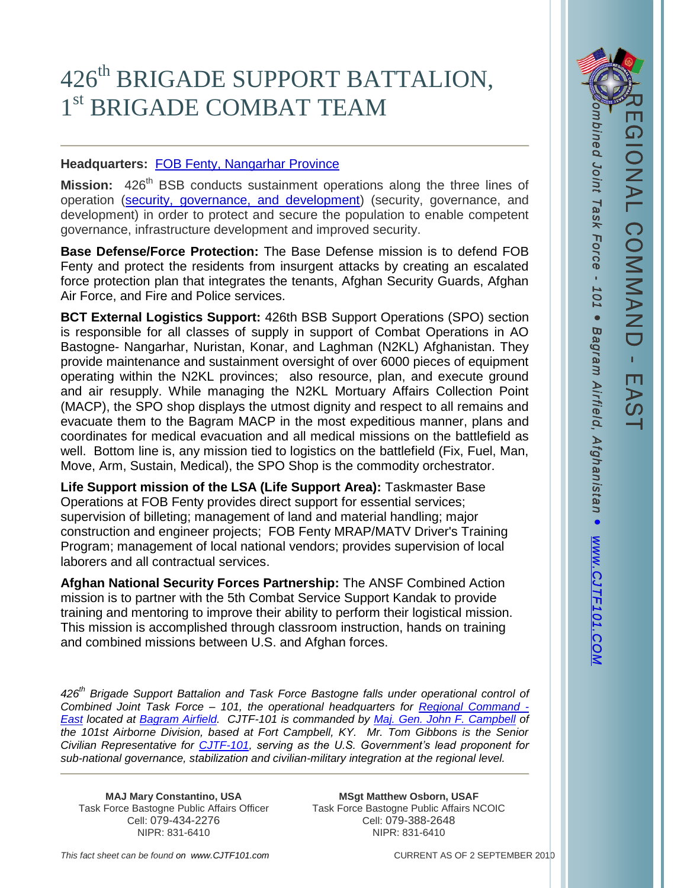# 426th BRIGADE SUPPORT BATTALION, 1st BRIGADE COMBAT TEAM

REGIONAL COMMAND - EAST

*Combined Joint Task Force - 101 • Bagram Airfield, Afghanistan • www.CJTF101.COM*

**Headquarters:** FOB Fenty, Nangarhar Province

**Mission:** 426th BSB conducts sustainment operations along the three lines of operation (security, governance, and development) (security, governance, and development) in order to protect and secure the population to enable competent governance, infrastructure development and improved security.

**Base Defense/Force Protection:** The Base Defense mission is to defend FOB Fenty and protect the residents from insurgent attacks by creating an escalated force protection plan that integrates the tenants, Afghan Security Guards, Afghan Air Force, and Fire and Police services.

**BCT External Logistics Support:** 426th BSB Support Operations (SPO) section is responsible for all classes of supply in support of Combat Operations in AO Bastogne- Nangarhar, Nuristan, Konar, and Laghman (N2KL) Afghanistan. They provide maintenance and sustainment oversight of over 6000 pieces of equipment operating within the N2KL provinces; also resource, plan, and execute ground and air resupply. While managing the N2KL Mortuary Affairs Collection Point (MACP), the SPO shop displays the utmost dignity and respect to all remains and evacuate them to the Bagram MACP in the most expeditious manner, plans and coordinates for medical evacuation and all medical missions on the battlefield as well. Bottom line is, any mission tied to logistics on the battlefield (Fix, Fuel, Man, Move, Arm, Sustain, Medical), the SPO Shop is the commodity orchestrator.

**Life Support mission of the LSA (Life Support Area):** Taskmaster Base Operations at FOB Fenty provides direct support for essential services; supervision of billeting; management of land and material handling; major construction and engineer projects; FOB Fenty MRAP/MATV Driver's Training Program; management of local national vendors; provides supervision of local laborers and all contractual services.

**Afghan National Security Forces Partnership:** The ANSF Combined Action mission is to partner with the 5th Combat Service Support Kandak to provide training and mentoring to improve their ability to perform their logistical mission. This mission is accomplished through classroom instruction, hands on training and combined missions between U.S. and Afghan forces.

*426th Brigade Support Battalion and Task Force Bastogne falls under operational control of Combined Joint Task Force – 101, the operational headquarters for Regional Command - East located at Bagram Airfield. CJTF-101 is commanded by Maj. Gen. John F. Campbell of the 101st Airborne Division, based at Fort Campbell, KY. Mr. Tom Gibbons is the Senior Civilian Representative for CJTF-101, serving as the U.S. Government's lead proponent for sub-national governance, stabilization and civilian-military integration at the regional level.*

**MAJ Mary Constantino, USA**
Task Force Bastogne Public Affairs Officer
Cell: 079-434-2276
NIPR: 831-6410

**MSgt Matthew Osborn, USAF**
Task Force Bastogne Public Affairs NCOIC
Cell: 079-388-2648
NIPR: 831-6410

*This fact sheet can be found on www.CJTF101.com*

CURRENT AS OF 2 SEPTEMBER 2010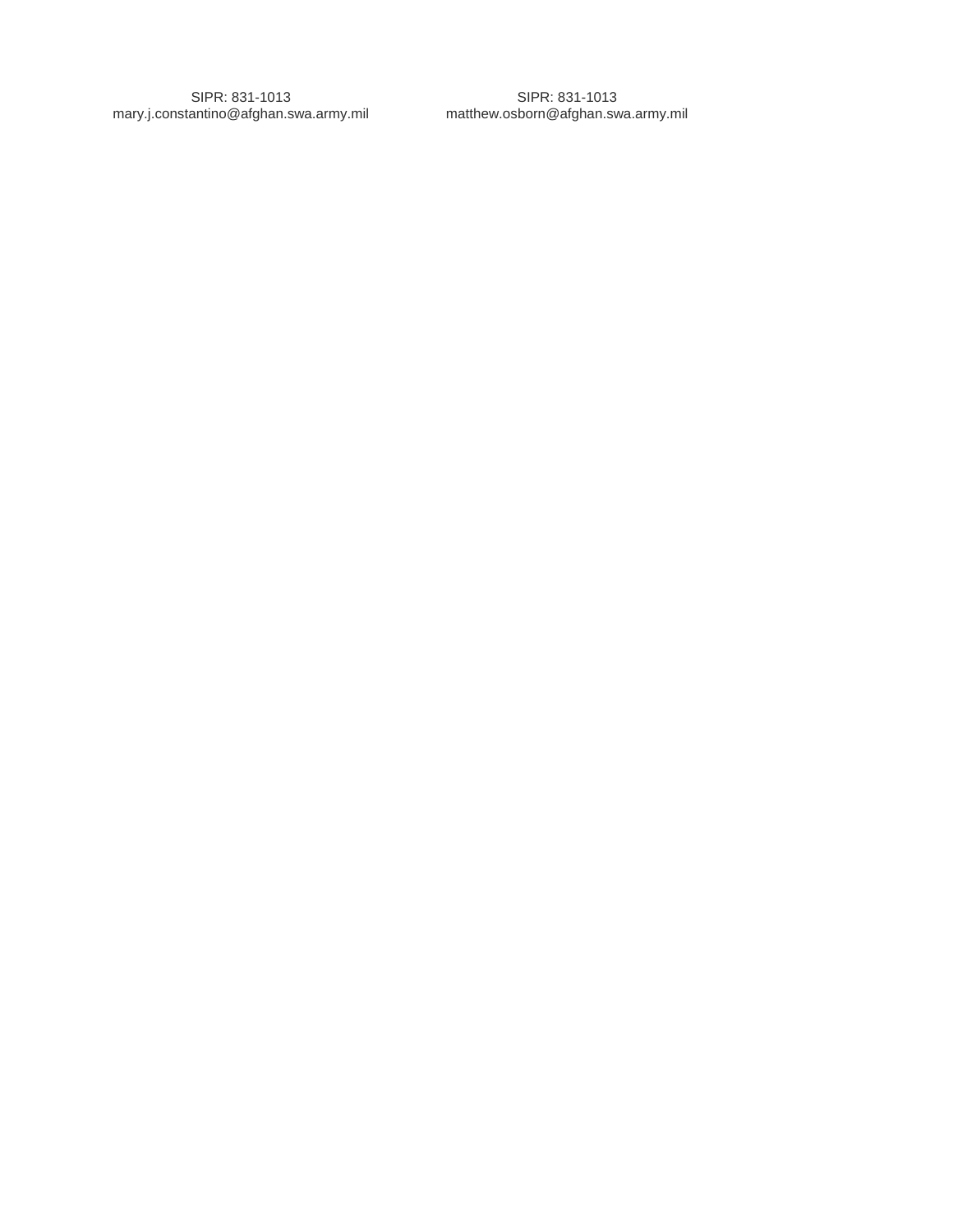SIPR: 831-1013
mary.j.constantino@afghan.swa.army.mil

SIPR: 831-1013
matthew.osborn@afghan.swa.army.mil